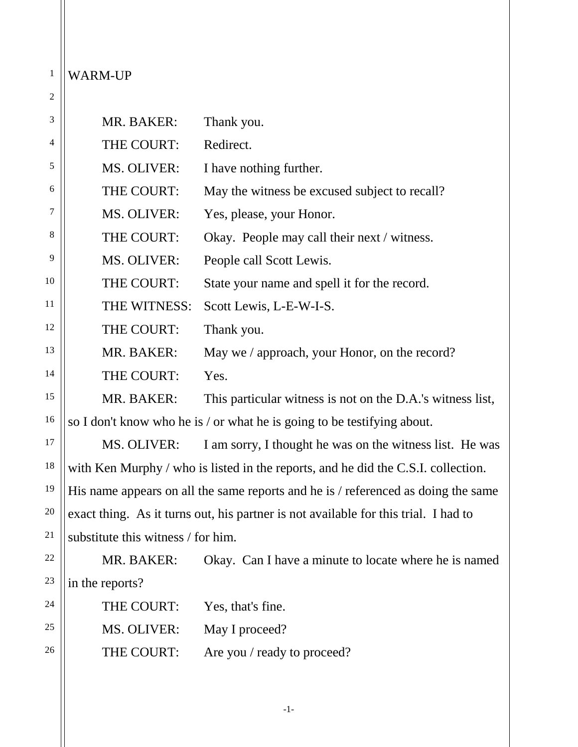WARM-UP

MR. BAKER: Thank you.

THE COURT: Redirect.

MS. OLIVER: I have nothing further.

THE COURT: May the witness be excused subject to recall?

MS. OLIVER: Yes, please, your Honor.

THE COURT: Okay. People may call their next / witness.

MS. OLIVER: People call Scott Lewis.

THE COURT: State your name and spell it for the record.

THE WITNESS: Scott Lewis, L-E-W-I-S.

THE COURT: Thank you.

MR. BAKER: May we / approach, your Honor, on the record?

THE COURT: Yes.

MR. BAKER: This particular witness is not on the D.A.'s witness list, so I don't know who he is / or what he is going to be testifying about.

MS. OLIVER: I am sorry, I thought he was on the witness list. He was with Ken Murphy / who is listed in the reports, and he did the C.S.I. collection. His name appears on all the same reports and he is / referenced as doing the same exact thing. As it turns out, his partner is not available for this trial. I had to substitute this witness / for him.

MR. BAKER: Okay. Can I have a minute to locate where he is named in the reports?

THE COURT: Yes, that's fine.

MS. OLIVER: May I proceed?

THE COURT: Are you / ready to proceed?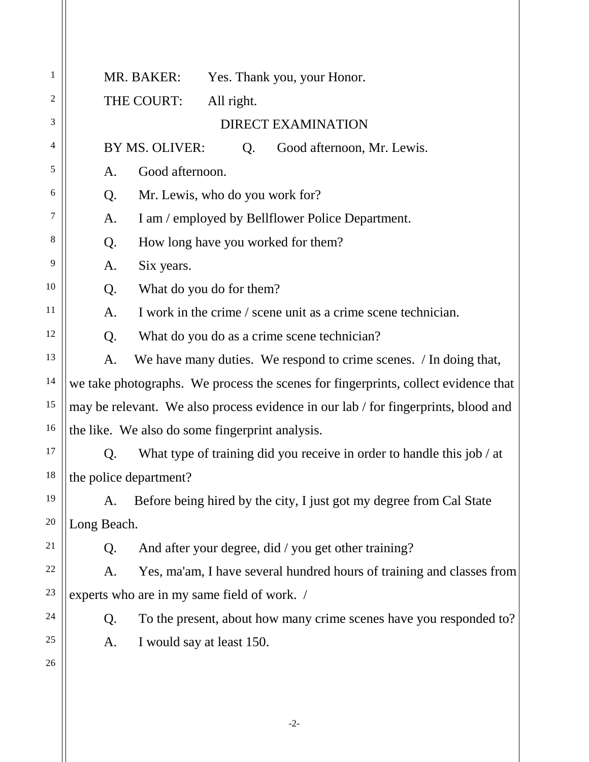MR. BAKER: Yes. Thank you, your Honor.

THE COURT: All right.

DIRECT EXAMINATION

BY MS. OLIVER: Q. Good afternoon, Mr. Lewis.

A. Good afternoon.

Q. Mr. Lewis, who do you work for?

A. I am / employed by Bellflower Police Department.

Q. How long have you worked for them?

A. Six years.

Q. What do you do for them?

A. I work in the crime / scene unit as a crime scene technician.

Q. What do you do as a crime scene technician?

A. We have many duties. We respond to crime scenes. / In doing that, we take photographs. We process the scenes for fingerprints, collect evidence that may be relevant. We also process evidence in our lab / for fingerprints, blood and the like. We also do some fingerprint analysis.

Q. What type of training did you receive in order to handle this job / at the police department?

A. Before being hired by the city, I just got my degree from Cal State Long Beach.

Q. And after your degree, did / you get other training?

A. Yes, ma'am, I have several hundred hours of training and classes from experts who are in my same field of work. /

Q. To the present, about how many crime scenes have you responded to?

A. I would say at least 150.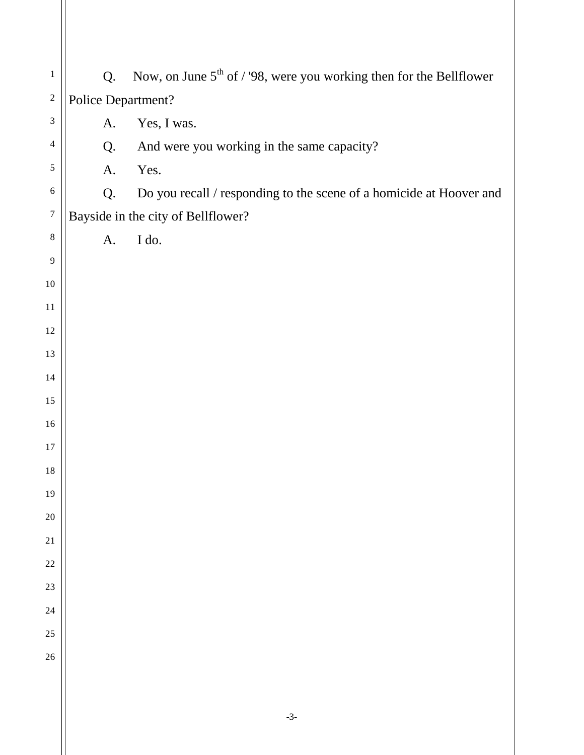Q. Now, on June 5th of / '98, were you working then for the Bellflower Police Department?

A. Yes, I was.

Q. And were you working in the same capacity?

A. Yes.

Q. Do you recall / responding to the scene of a homicide at Hoover and Bayside in the city of Bellflower?

A. I do.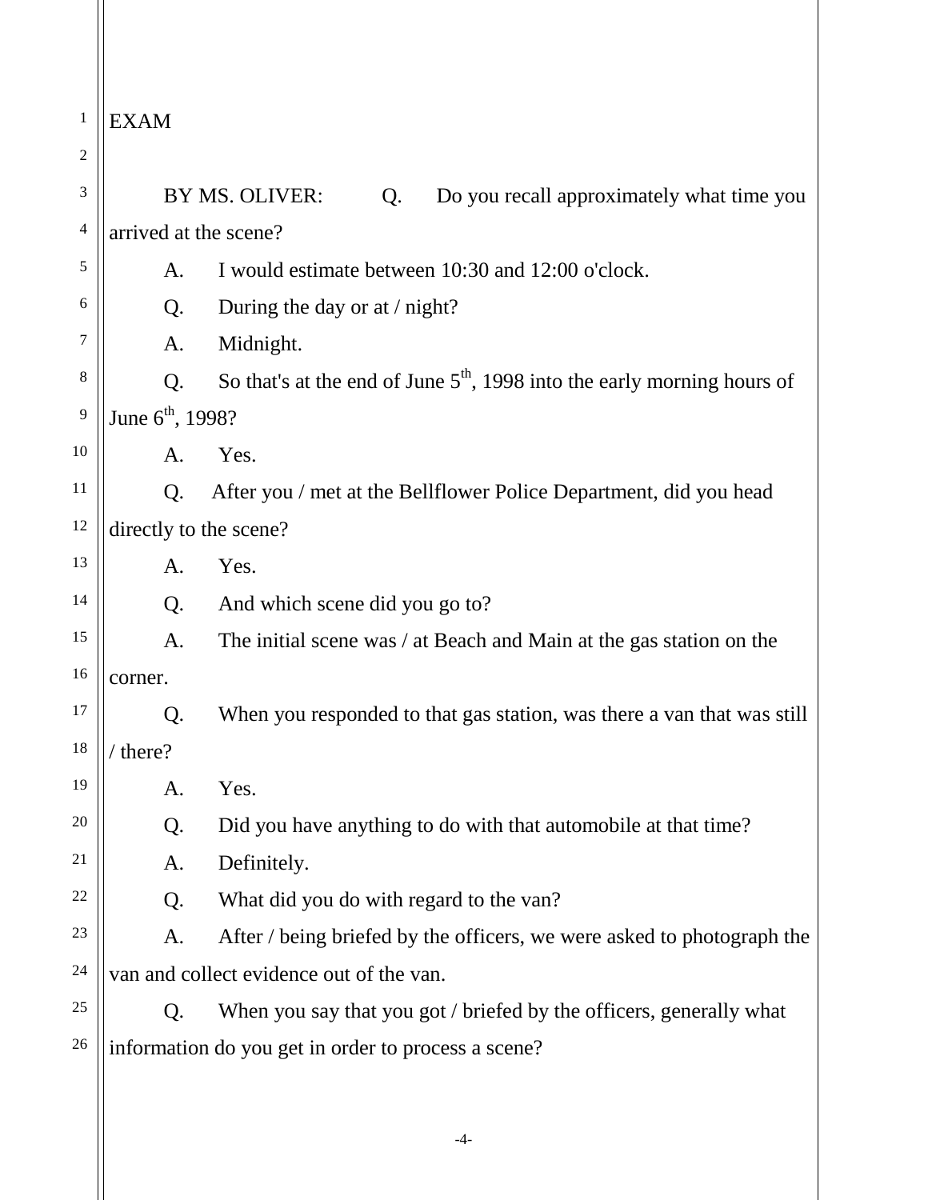EXAM

BY MS. OLIVER: Q. Do you recall approximately what time you arrived at the scene?

A. I would estimate between 10:30 and 12:00 o'clock.

Q. During the day or at / night?

A. Midnight.

Q. So that's at the end of June 5th, 1998 into the early morning hours of June 6th, 1998?

A. Yes.

Q. After you / met at the Bellflower Police Department, did you head directly to the scene?

A. Yes.

Q. And which scene did you go to?

A. The initial scene was / at Beach and Main at the gas station on the corner.

Q. When you responded to that gas station, was there a van that was still / there?

A. Yes.

Q. Did you have anything to do with that automobile at that time?

A. Definitely.

Q. What did you do with regard to the van?

A. After / being briefed by the officers, we were asked to photograph the van and collect evidence out of the van.

Q. When you say that you got / briefed by the officers, generally what information do you get in order to process a scene?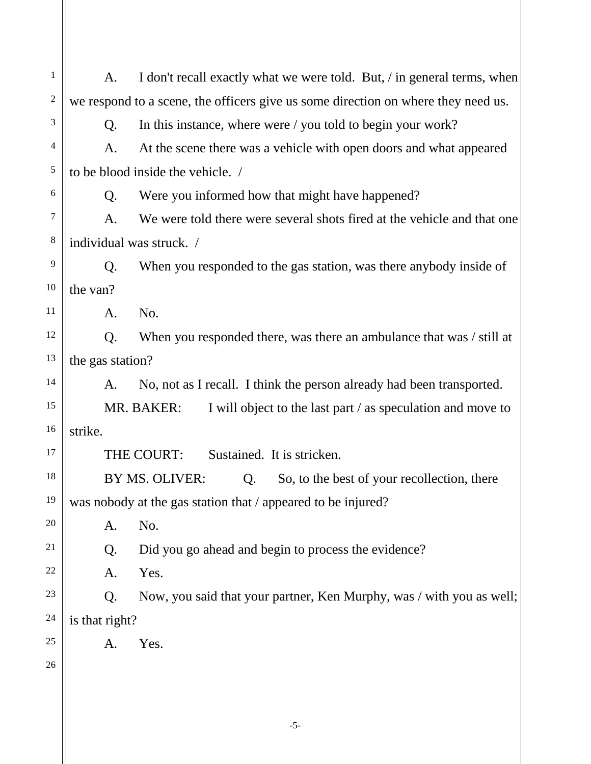A. I don't recall exactly what we were told. But, / in general terms, when we respond to a scene, the officers give us some direction on where they need us.

Q. In this instance, where were / you told to begin your work?

A. At the scene there was a vehicle with open doors and what appeared to be blood inside the vehicle. /

Q. Were you informed how that might have happened?

A. We were told there were several shots fired at the vehicle and that one individual was struck. /

Q. When you responded to the gas station, was there anybody inside of the van?

A. No.

Q. When you responded there, was there an ambulance that was / still at the gas station?

A. No, not as I recall. I think the person already had been transported.

MR. BAKER: I will object to the last part / as speculation and move to strike.

THE COURT: Sustained. It is stricken.

BY MS. OLIVER: Q. So, to the best of your recollection, there was nobody at the gas station that / appeared to be injured?

A. No.

Q. Did you go ahead and begin to process the evidence?

A. Yes.

Q. Now, you said that your partner, Ken Murphy, was / with you as well; is that right?

A. Yes.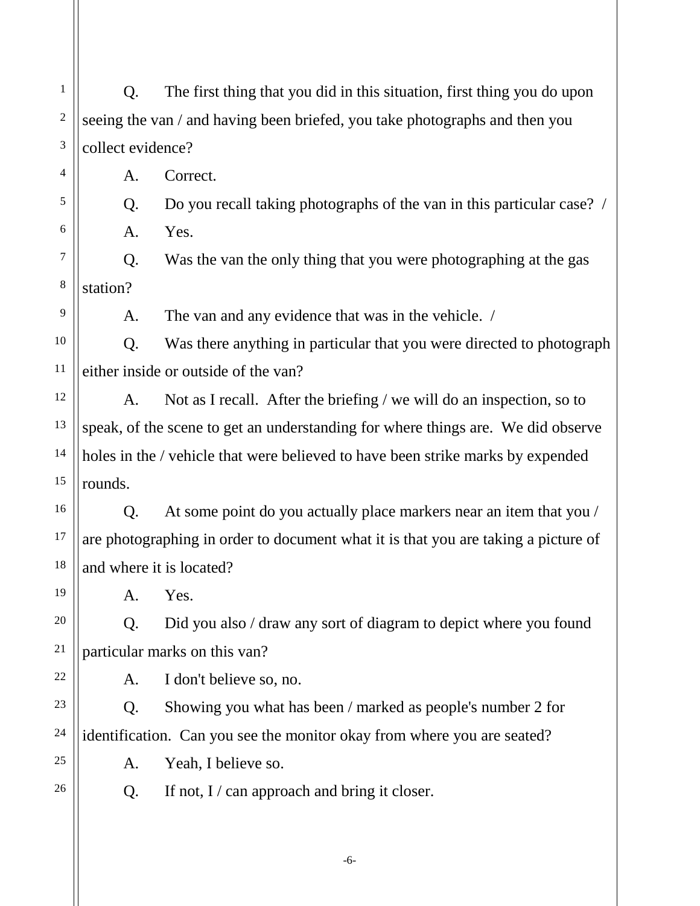Q. The first thing that you did in this situation, first thing you do upon seeing the van / and having been briefed, you take photographs and then you collect evidence?

A. Correct.

Q. Do you recall taking photographs of the van in this particular case? /

A. Yes.

Q. Was the van the only thing that you were photographing at the gas station?

A. The van and any evidence that was in the vehicle. /

Q. Was there anything in particular that you were directed to photograph either inside or outside of the van?

A. Not as I recall. After the briefing / we will do an inspection, so to speak, of the scene to get an understanding for where things are. We did observe holes in the / vehicle that were believed to have been strike marks by expended rounds.

Q. At some point do you actually place markers near an item that you / are photographing in order to document what it is that you are taking a picture of and where it is located?

A. Yes.

Q. Did you also / draw any sort of diagram to depict where you found particular marks on this van?

A. I don't believe so, no.

Q. Showing you what has been / marked as people's number 2 for identification. Can you see the monitor okay from where you are seated?

A. Yeah, I believe so.

Q. If not, I / can approach and bring it closer.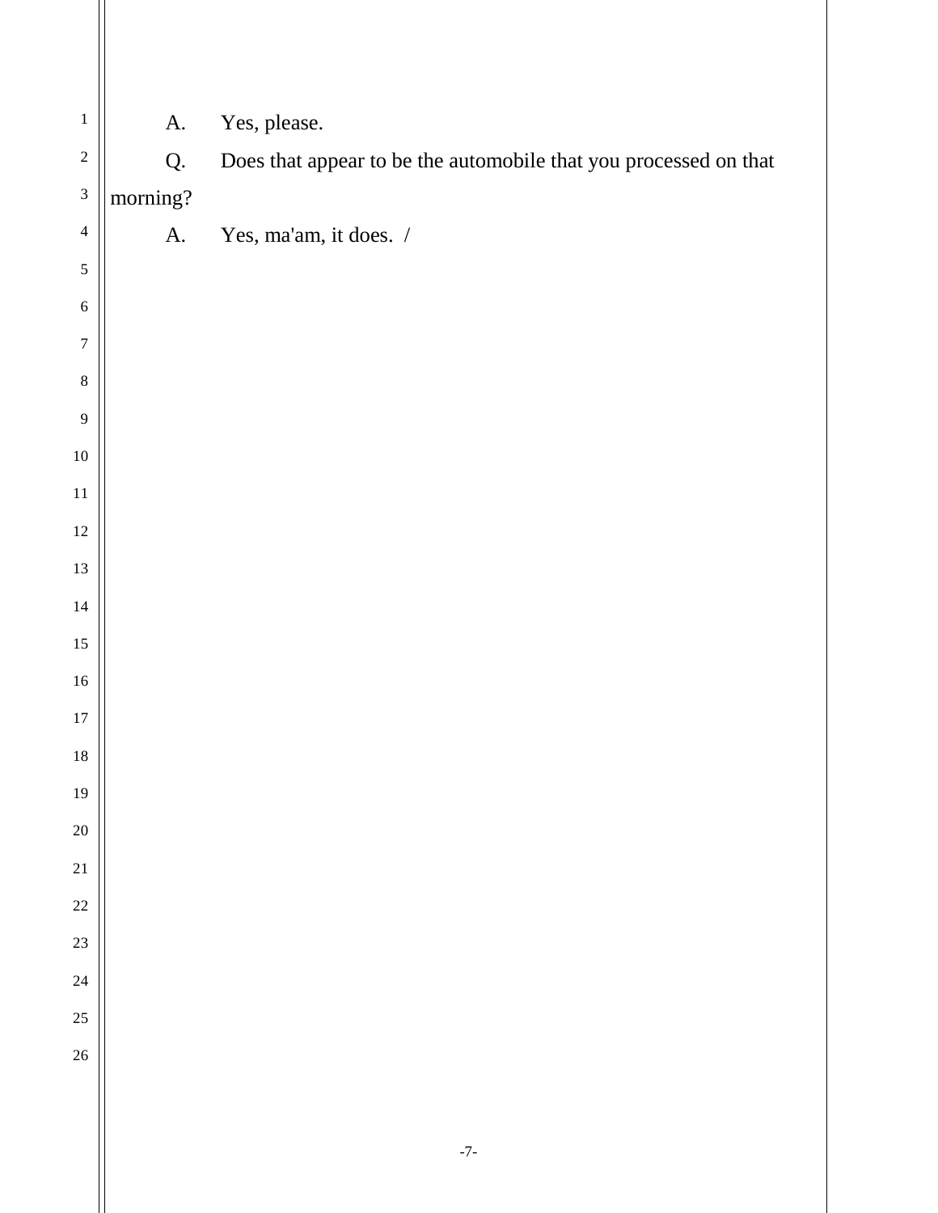A. Yes, please.

Q. Does that appear to be the automobile that you processed on that morning?

A. Yes, ma'am, it does. /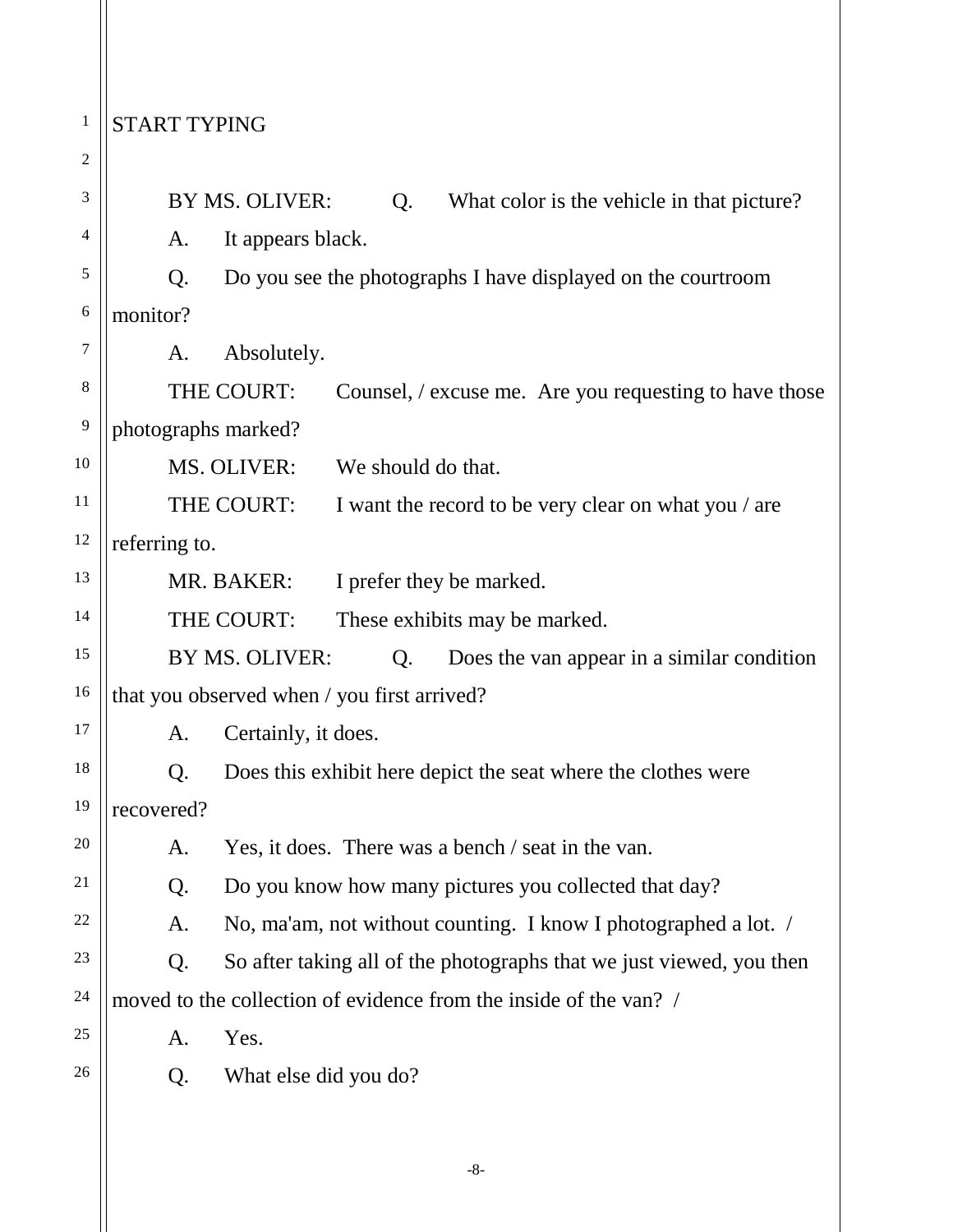START TYPING

BY MS. OLIVER: Q. What color is the vehicle in that picture?

A. It appears black.

Q. Do you see the photographs I have displayed on the courtroom monitor?

A. Absolutely.

THE COURT: Counsel, / excuse me. Are you requesting to have those photographs marked?

MS. OLIVER: We should do that.

THE COURT: I want the record to be very clear on what you / are referring to.

MR. BAKER: I prefer they be marked.

THE COURT: These exhibits may be marked.

BY MS. OLIVER: Q. Does the van appear in a similar condition that you observed when / you first arrived?

A. Certainly, it does.

Q. Does this exhibit here depict the seat where the clothes were recovered?

A. Yes, it does. There was a bench / seat in the van.

Q. Do you know how many pictures you collected that day?

A. No, ma'am, not without counting. I know I photographed a lot. /

Q. So after taking all of the photographs that we just viewed, you then moved to the collection of evidence from the inside of the van? /

A. Yes.

Q. What else did you do?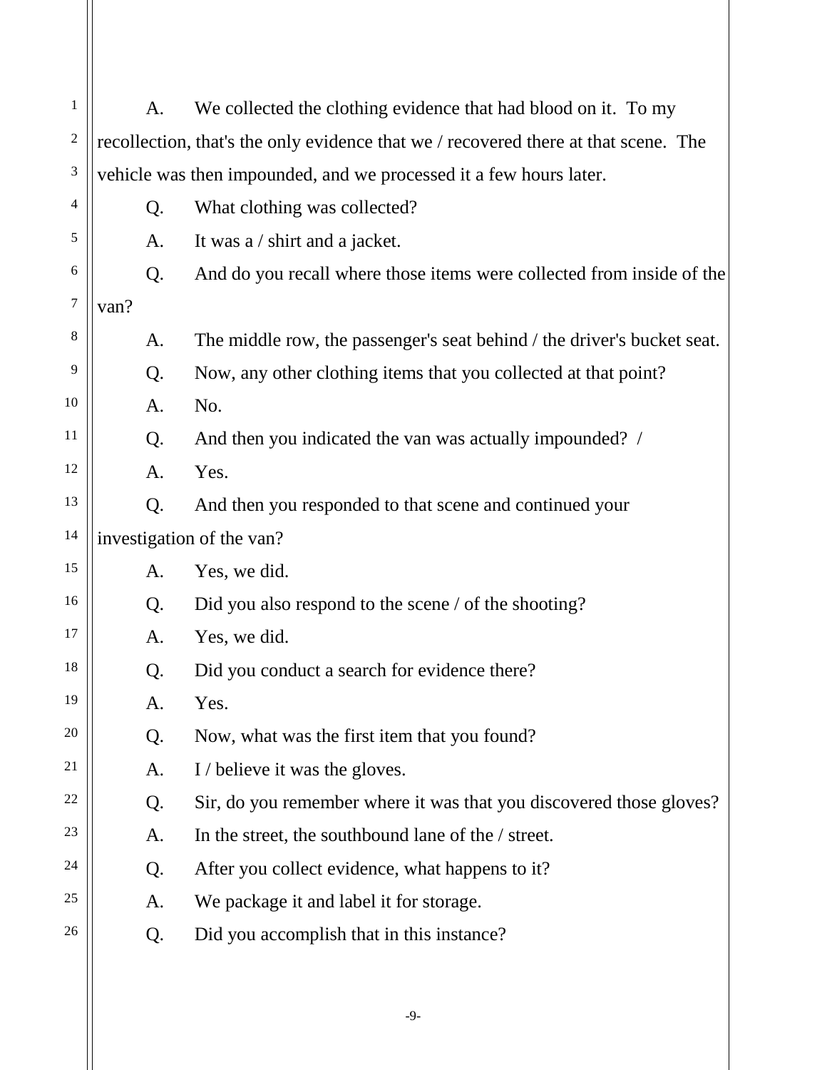A. We collected the clothing evidence that had blood on it. To my recollection, that's the only evidence that we / recovered there at that scene. The vehicle was then impounded, and we processed it a few hours later.

Q. What clothing was collected?

A. It was a / shirt and a jacket.

Q. And do you recall where those items were collected from inside of the van?

A. The middle row, the passenger's seat behind / the driver's bucket seat.

Q. Now, any other clothing items that you collected at that point?

A. No.

Q. And then you indicated the van was actually impounded? /

A. Yes.

Q. And then you responded to that scene and continued your investigation of the van?

A. Yes, we did.

Q. Did you also respond to the scene / of the shooting?

A. Yes, we did.

Q. Did you conduct a search for evidence there?

A. Yes.

Q. Now, what was the first item that you found?

A. I / believe it was the gloves.

Q. Sir, do you remember where it was that you discovered those gloves?

A. In the street, the southbound lane of the / street.

Q. After you collect evidence, what happens to it?

A. We package it and label it for storage.

Q. Did you accomplish that in this instance?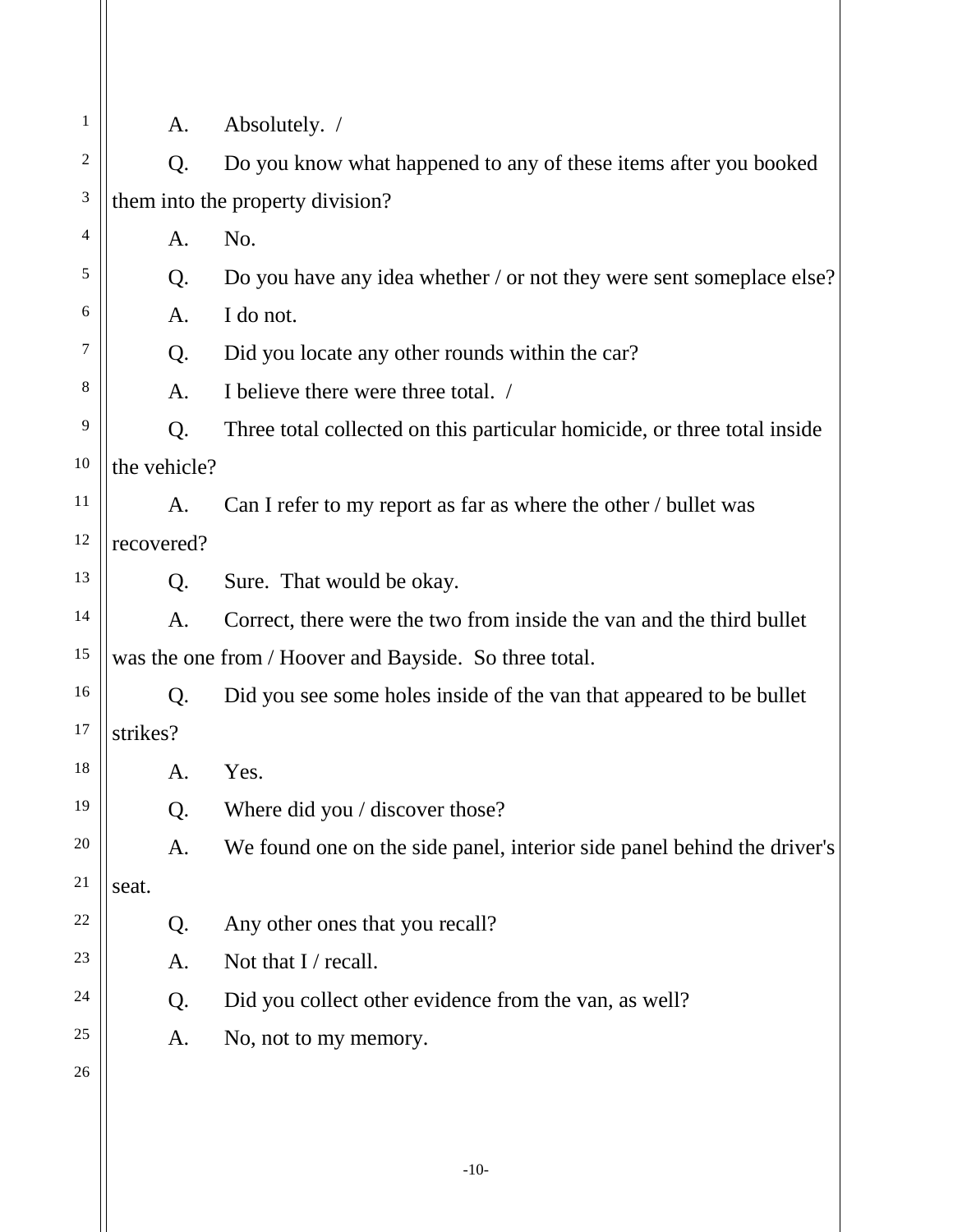A. Absolutely. /

Q. Do you know what happened to any of these items after you booked them into the property division?

A. No.

Q. Do you have any idea whether / or not they were sent someplace else?

A. I do not.

Q. Did you locate any other rounds within the car?

A. I believe there were three total. /

Q. Three total collected on this particular homicide, or three total inside the vehicle?

A. Can I refer to my report as far as where the other / bullet was recovered?

Q. Sure. That would be okay.

A. Correct, there were the two from inside the van and the third bullet was the one from / Hoover and Bayside. So three total.

Q. Did you see some holes inside of the van that appeared to be bullet strikes?

A. Yes.

Q. Where did you / discover those?

A. We found one on the side panel, interior side panel behind the driver's seat.

Q. Any other ones that you recall?

A. Not that I / recall.

Q. Did you collect other evidence from the van, as well?

A. No, not to my memory.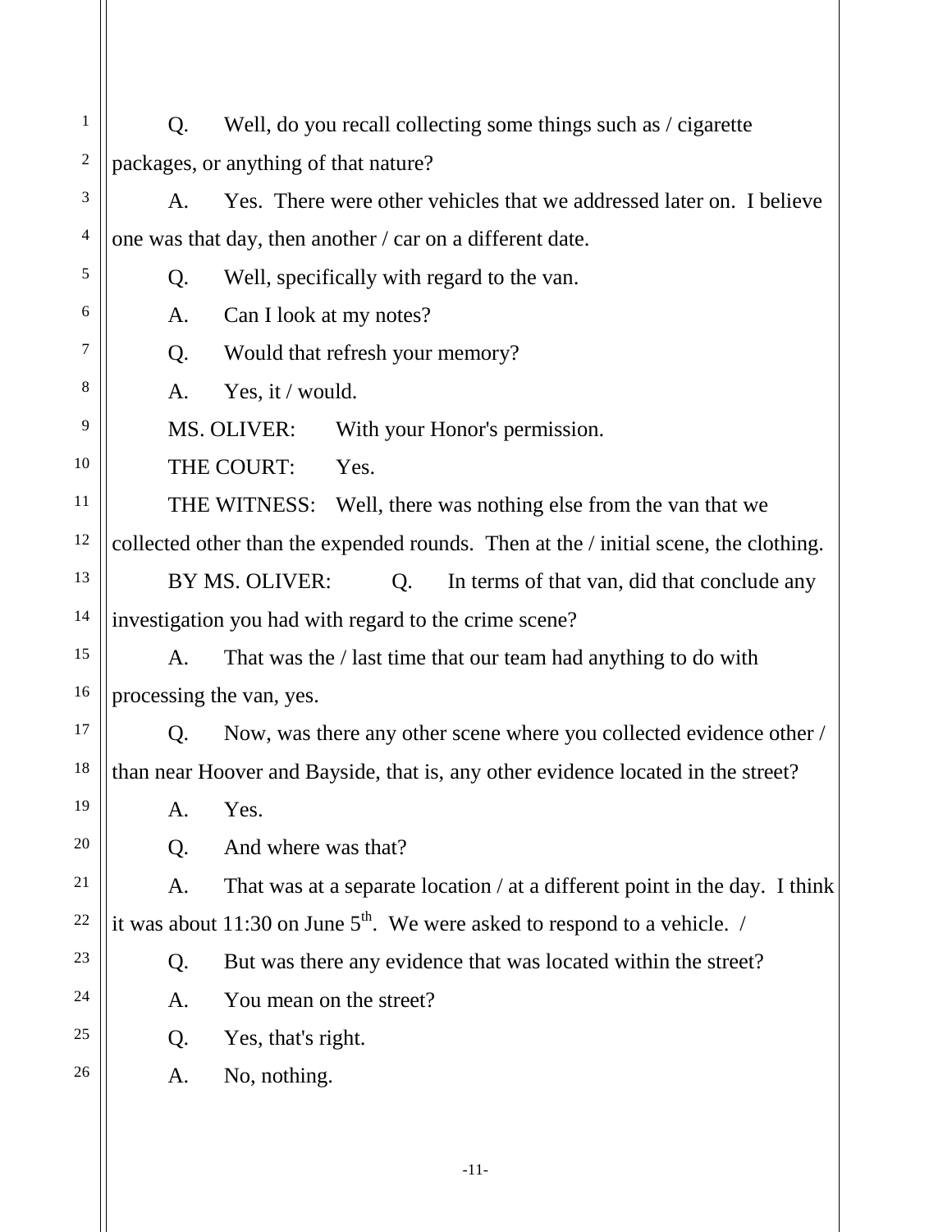Q. Well, do you recall collecting some things such as / cigarette packages, or anything of that nature?

A. Yes. There were other vehicles that we addressed later on. I believe one was that day, then another / car on a different date.

Q. Well, specifically with regard to the van.

A. Can I look at my notes?

Q. Would that refresh your memory?

A. Yes, it / would.

MS. OLIVER: With your Honor's permission.

THE COURT: Yes.

THE WITNESS: Well, there was nothing else from the van that we collected other than the expended rounds. Then at the / initial scene, the clothing.

BY MS. OLIVER: Q. In terms of that van, did that conclude any investigation you had with regard to the crime scene?

A. That was the / last time that our team had anything to do with processing the van, yes.

Q. Now, was there any other scene where you collected evidence other / than near Hoover and Bayside, that is, any other evidence located in the street?

A. Yes.

Q. And where was that?

A. That was at a separate location / at a different point in the day. I think it was about 11:30 on June 5th. We were asked to respond to a vehicle. /

Q. But was there any evidence that was located within the street?

A. You mean on the street?

Q. Yes, that's right.

A. No, nothing.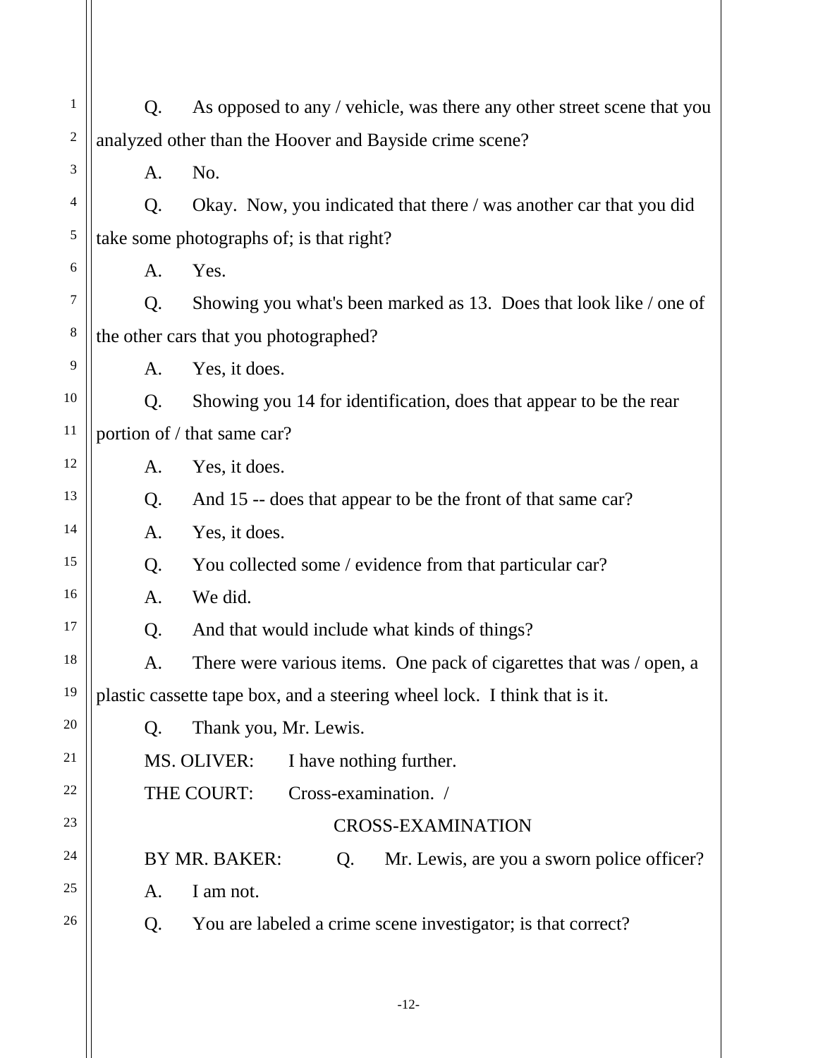Q. As opposed to any / vehicle, was there any other street scene that you analyzed other than the Hoover and Bayside crime scene?

A. No.

Q. Okay. Now, you indicated that there / was another car that you did take some photographs of; is that right?

A. Yes.

Q. Showing you what's been marked as 13. Does that look like / one of the other cars that you photographed?

A. Yes, it does.

Q. Showing you 14 for identification, does that appear to be the rear portion of / that same car?

A. Yes, it does.

Q. And 15 -- does that appear to be the front of that same car?

A. Yes, it does.

Q. You collected some / evidence from that particular car?

A. We did.

Q. And that would include what kinds of things?

A. There were various items. One pack of cigarettes that was / open, a plastic cassette tape box, and a steering wheel lock. I think that is it.

Q. Thank you, Mr. Lewis.

MS. OLIVER: I have nothing further.

THE COURT: Cross-examination. /

CROSS-EXAMINATION

BY MR. BAKER: Q. Mr. Lewis, are you a sworn police officer?

A. I am not.

Q. You are labeled a crime scene investigator; is that correct?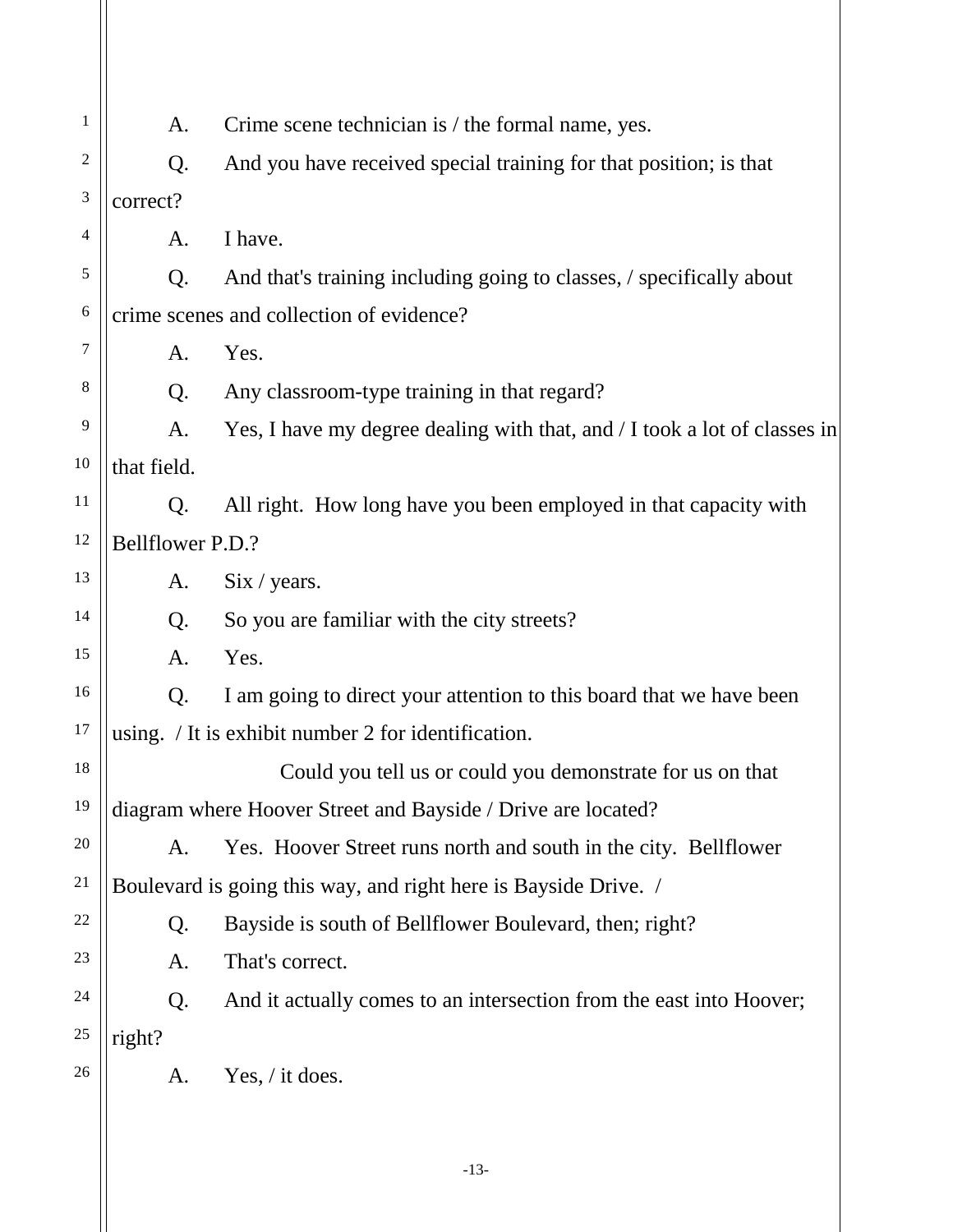A. Crime scene technician is / the formal name, yes.

Q. And you have received special training for that position; is that correct?

A. I have.

Q. And that's training including going to classes, / specifically about crime scenes and collection of evidence?

A. Yes.

Q. Any classroom-type training in that regard?

A. Yes, I have my degree dealing with that, and / I took a lot of classes in that field.

Q. All right. How long have you been employed in that capacity with Bellflower P.D.?

A. Six / years.

Q. So you are familiar with the city streets?

A. Yes.

Q. I am going to direct your attention to this board that we have been using. / It is exhibit number 2 for identification.

Could you tell us or could you demonstrate for us on that diagram where Hoover Street and Bayside / Drive are located?

A. Yes. Hoover Street runs north and south in the city. Bellflower Boulevard is going this way, and right here is Bayside Drive. /

Q. Bayside is south of Bellflower Boulevard, then; right?

A. That's correct.

Q. And it actually comes to an intersection from the east into Hoover; right?

A. Yes, / it does.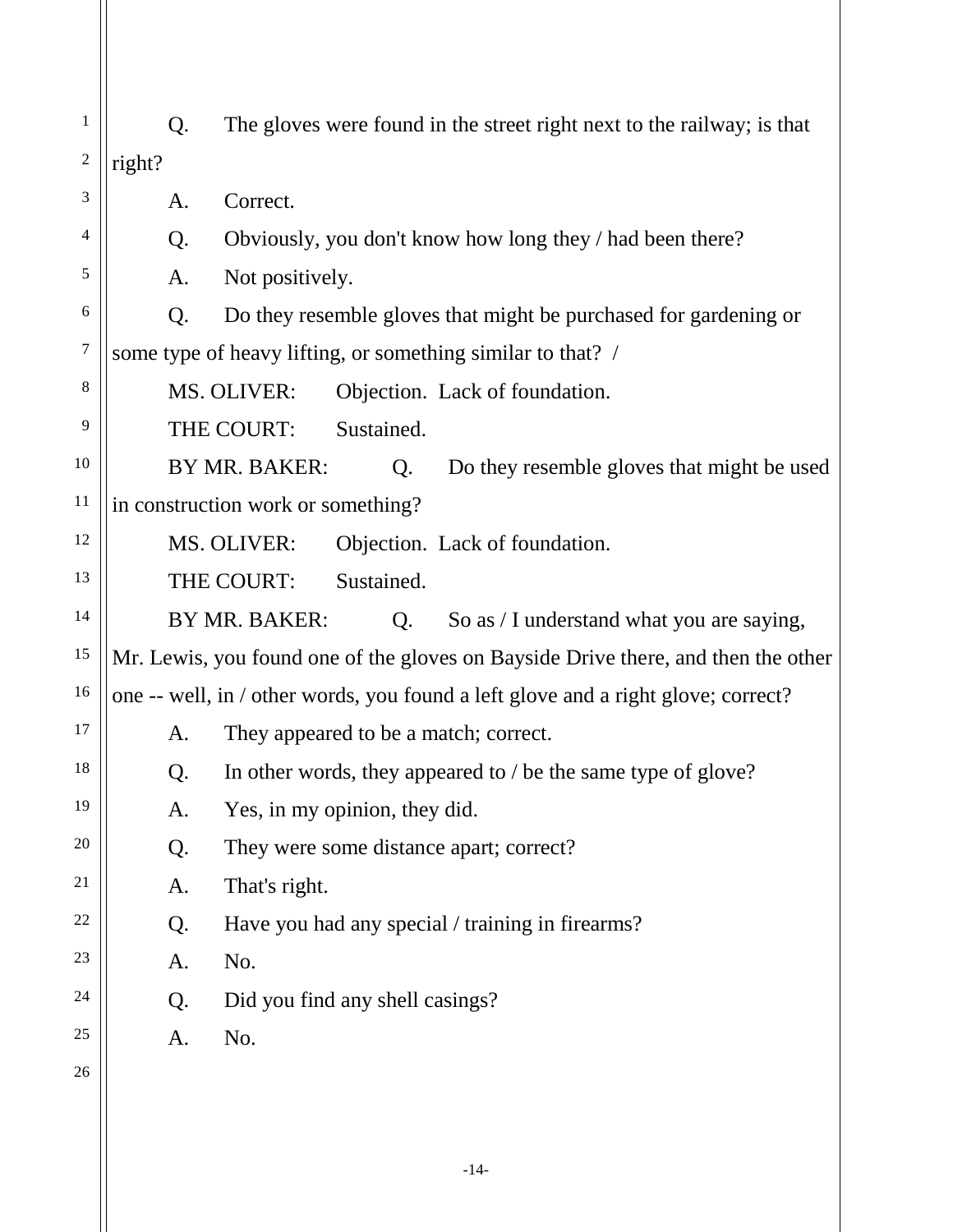Q. The gloves were found in the street right next to the railway; is that right?

A. Correct.

Q. Obviously, you don't know how long they / had been there?

A. Not positively.

Q. Do they resemble gloves that might be purchased for gardening or some type of heavy lifting, or something similar to that? /

MS. OLIVER: Objection. Lack of foundation.

THE COURT: Sustained.

BY MR. BAKER: Q. Do they resemble gloves that might be used in construction work or something?

MS. OLIVER: Objection. Lack of foundation.

THE COURT: Sustained.

BY MR. BAKER: Q. So as / I understand what you are saying, Mr. Lewis, you found one of the gloves on Bayside Drive there, and then the other one -- well, in / other words, you found a left glove and a right glove; correct?

A. They appeared to be a match; correct.

Q. In other words, they appeared to / be the same type of glove?

A. Yes, in my opinion, they did.

Q. They were some distance apart; correct?

A. That's right.

Q. Have you had any special / training in firearms?

A. No.

Q. Did you find any shell casings?

A. No.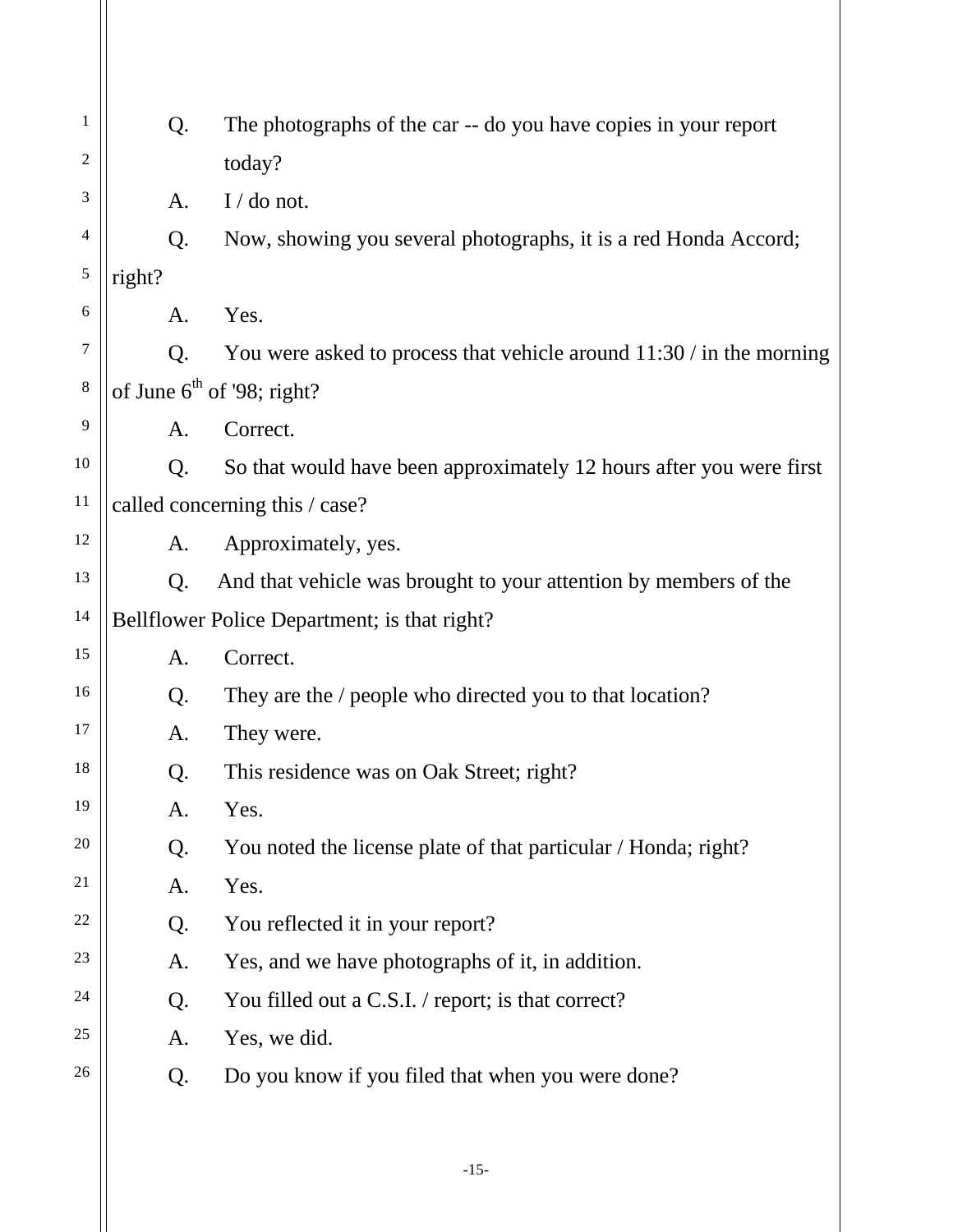Q. The photographs of the car -- do you have copies in your report today?

A. I / do not.

Q. Now, showing you several photographs, it is a red Honda Accord; right?

A. Yes.

Q. You were asked to process that vehicle around 11:30 / in the morning of June 6th of '98; right?

A. Correct.

Q. So that would have been approximately 12 hours after you were first called concerning this / case?

A. Approximately, yes.

Q. And that vehicle was brought to your attention by members of the Bellflower Police Department; is that right?

A. Correct.

Q. They are the / people who directed you to that location?

A. They were.

Q. This residence was on Oak Street; right?

A. Yes.

Q. You noted the license plate of that particular / Honda; right?

A. Yes.

Q. You reflected it in your report?

A. Yes, and we have photographs of it, in addition.

Q. You filled out a C.S.I. / report; is that correct?

A. Yes, we did.

Q. Do you know if you filed that when you were done?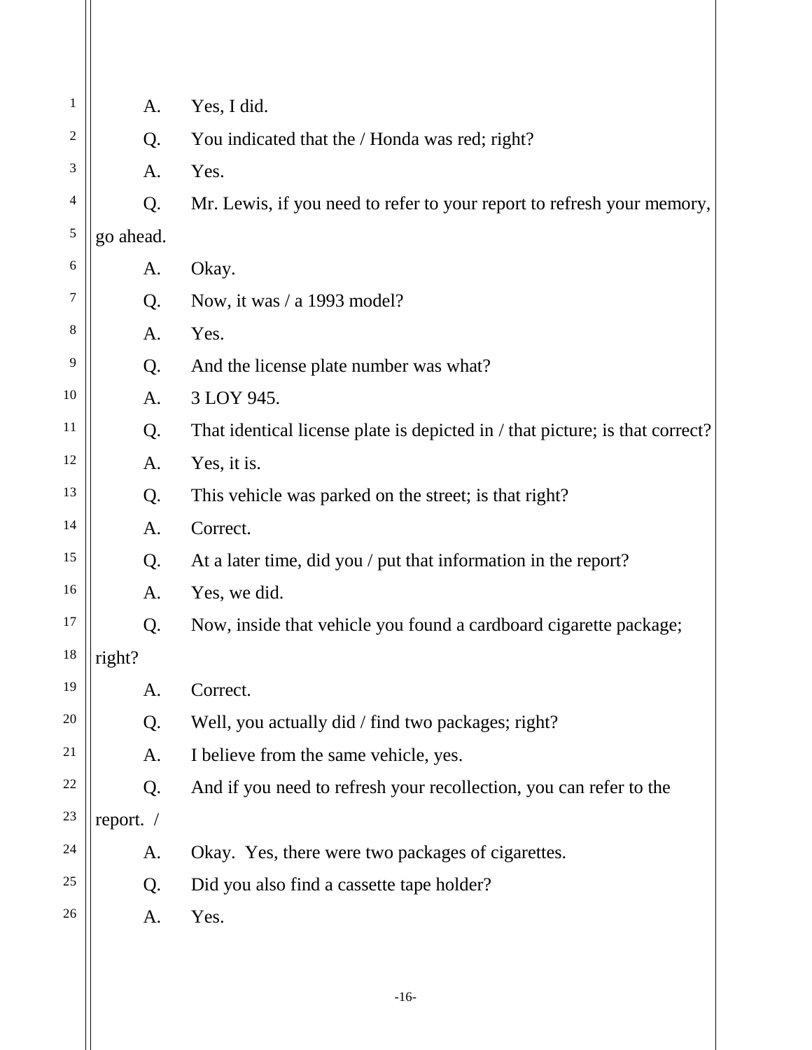A. Yes, I did.

Q. You indicated that the / Honda was red; right?

A. Yes.

Q. Mr. Lewis, if you need to refer to your report to refresh your memory, go ahead.

A. Okay.

Q. Now, it was / a 1993 model?

A. Yes.

Q. And the license plate number was what?

A. 3 LOY 945.

Q. That identical license plate is depicted in / that picture; is that correct?

A. Yes, it is.

Q. This vehicle was parked on the street; is that right?

A. Correct.

Q. At a later time, did you / put that information in the report?

A. Yes, we did.

Q. Now, inside that vehicle you found a cardboard cigarette package; right?

A. Correct.

Q. Well, you actually did / find two packages; right?

A. I believe from the same vehicle, yes.

Q. And if you need to refresh your recollection, you can refer to the report. /

A. Okay. Yes, there were two packages of cigarettes.

Q. Did you also find a cassette tape holder?

A. Yes.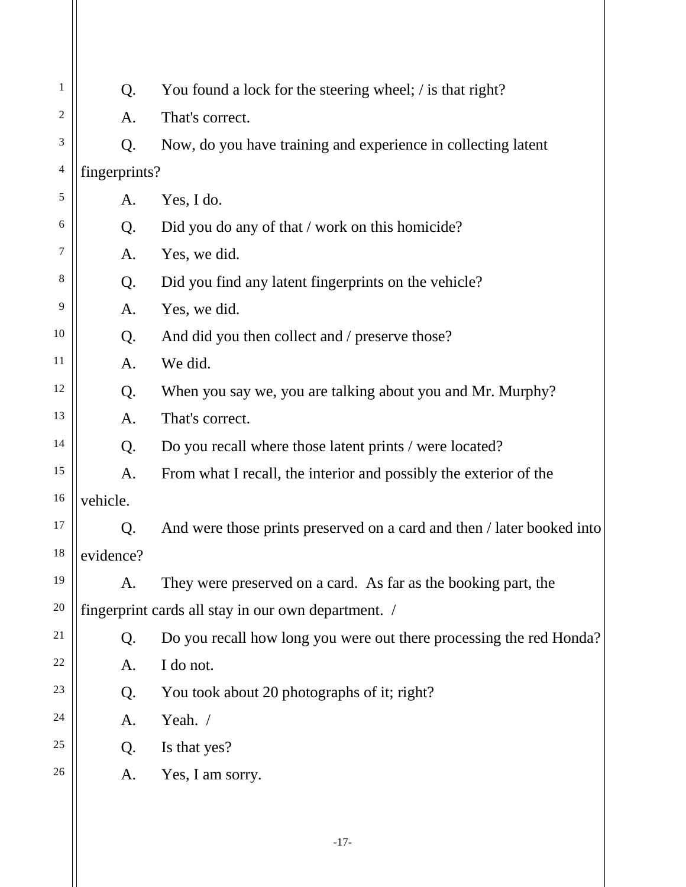Q. You found a lock for the steering wheel; / is that right?

A. That's correct.

Q. Now, do you have training and experience in collecting latent fingerprints?

A. Yes, I do.

Q. Did you do any of that / work on this homicide?

A. Yes, we did.

Q. Did you find any latent fingerprints on the vehicle?

A. Yes, we did.

Q. And did you then collect and / preserve those?

A. We did.

Q. When you say we, you are talking about you and Mr. Murphy?

A. That's correct.

Q. Do you recall where those latent prints / were located?

A. From what I recall, the interior and possibly the exterior of the vehicle.

Q. And were those prints preserved on a card and then / later booked into evidence?

A. They were preserved on a card. As far as the booking part, the fingerprint cards all stay in our own department. /

Q. Do you recall how long you were out there processing the red Honda?

A. I do not.

Q. You took about 20 photographs of it; right?

A. Yeah. /

Q. Is that yes?

A. Yes, I am sorry.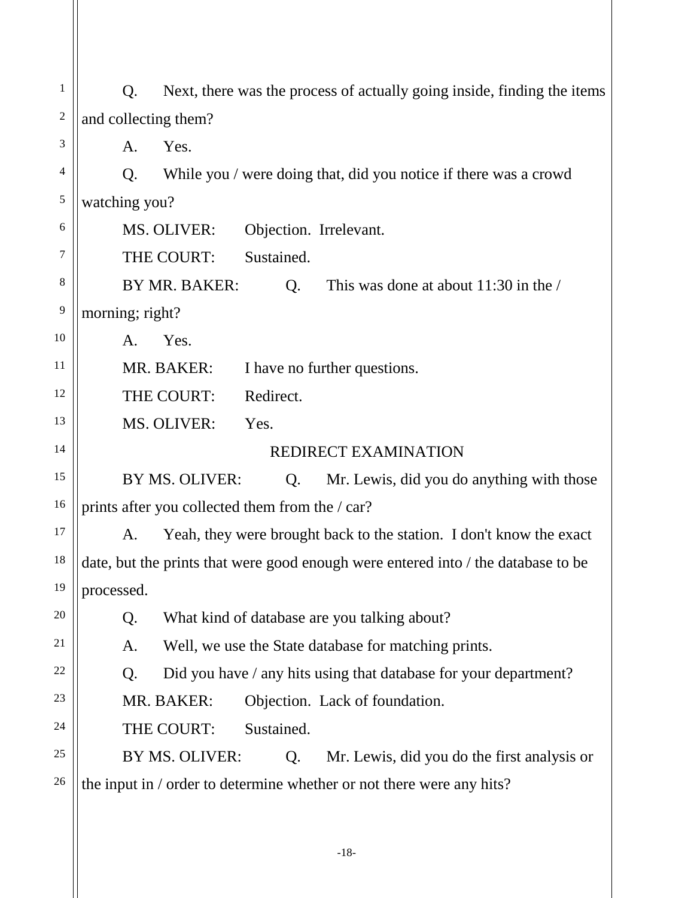Q. Next, there was the process of actually going inside, finding the items and collecting them?

A. Yes.

Q. While you / were doing that, did you notice if there was a crowd watching you?

MS. OLIVER: Objection. Irrelevant.

THE COURT: Sustained.

BY MR. BAKER: Q. This was done at about 11:30 in the / morning; right?

A. Yes.

MR. BAKER: I have no further questions.

THE COURT: Redirect.

MS. OLIVER: Yes.

## REDIRECT EXAMINATION

BY MS. OLIVER: Q. Mr. Lewis, did you do anything with those prints after you collected them from the / car?

A. Yeah, they were brought back to the station. I don't know the exact date, but the prints that were good enough were entered into / the database to be processed.

Q. What kind of database are you talking about?

A. Well, we use the State database for matching prints.

Q. Did you have / any hits using that database for your department?

MR. BAKER: Objection. Lack of foundation.

THE COURT: Sustained.

BY MS. OLIVER: Q. Mr. Lewis, did you do the first analysis or the input in / order to determine whether or not there were any hits?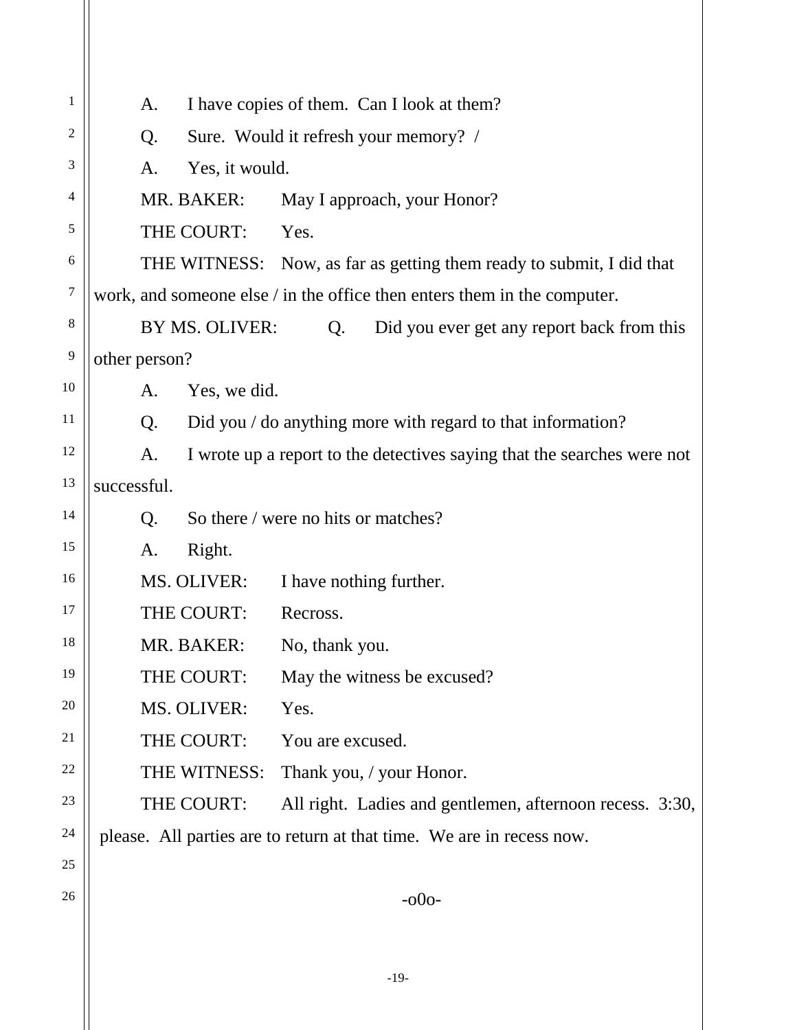A. I have copies of them. Can I look at them?

Q. Sure. Would it refresh your memory? /

A. Yes, it would.

MR. BAKER: May I approach, your Honor?

THE COURT: Yes.

THE WITNESS: Now, as far as getting them ready to submit, I did that work, and someone else / in the office then enters them in the computer.

BY MS. OLIVER: Q. Did you ever get any report back from this other person?

A. Yes, we did.

Q. Did you / do anything more with regard to that information?

A. I wrote up a report to the detectives saying that the searches were not successful.

Q. So there / were no hits or matches?

A. Right.

MS. OLIVER: I have nothing further.

THE COURT: Recross.

MR. BAKER: No, thank you.

THE COURT: May the witness be excused?

MS. OLIVER: Yes.

THE COURT: You are excused.

THE WITNESS: Thank you, / your Honor.

THE COURT: All right. Ladies and gentlemen, afternoon recess. 3:30, please. All parties are to return at that time. We are in recess now.

-o0o-